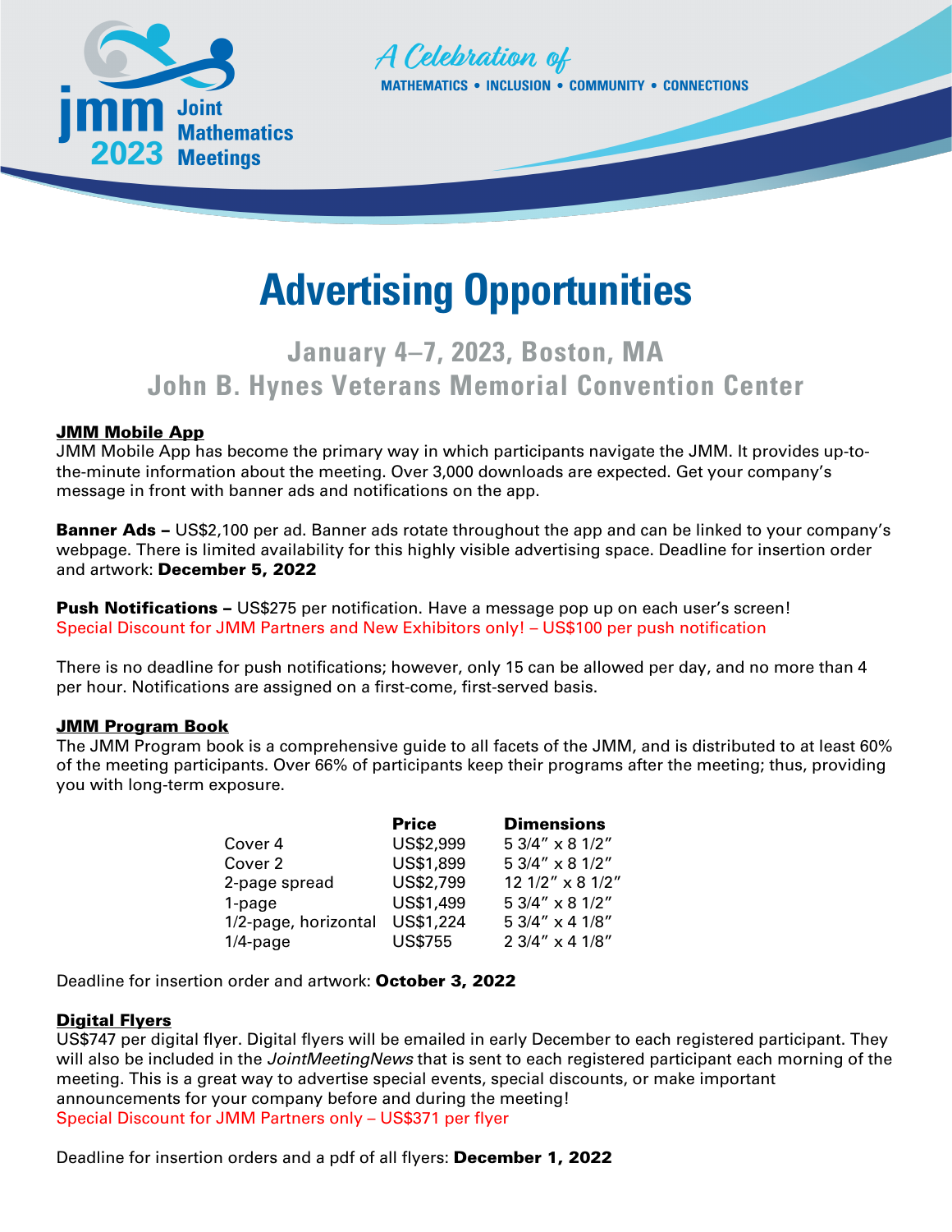jmm 2023 Joint Mathematics Meetings

*A Celebration of*
MATHEMATICS • INCLUSION • COMMUNITY • CONNECTIONS

# Advertising Opportunities

## January 4–7, 2023, Boston, MA
## John B. Hynes Veterans Memorial Convention Center

### JMM Mobile App

JMM Mobile App has become the primary way in which participants navigate the JMM. It provides up-to-the-minute information about the meeting. Over 3,000 downloads are expected. Get your company's message in front with banner ads and notifications on the app.

**Banner Ads –** US$2,100 per ad. Banner ads rotate throughout the app and can be linked to your company's webpage. There is limited availability for this highly visible advertising space. Deadline for insertion order and artwork: **December 5, 2022**

**Push Notifications –** US$275 per notification. Have a message pop up on each user's screen!
Special Discount for JMM Partners and New Exhibitors only! – US$100 per push notification

There is no deadline for push notifications; however, only 15 can be allowed per day, and no more than 4 per hour. Notifications are assigned on a first-come, first-served basis.

### JMM Program Book

The JMM Program book is a comprehensive guide to all facets of the JMM, and is distributed to at least 60% of the meeting participants. Over 66% of participants keep their programs after the meeting; thus, providing you with long-term exposure.

| | Price | Dimensions |
|---|---|---|
| Cover 4 | US$2,999 | 5 3/4″ x 8 1/2″ |
| Cover 2 | US$1,899 | 5 3/4″ x 8 1/2″ |
| 2-page spread | US$2,799 | 12 1/2″ x 8 1/2″ |
| 1-page | US$1,499 | 5 3/4″ x 8 1/2″ |
| 1/2-page, horizontal | US$1,224 | 5 3/4″ x 4 1/8″ |
| 1/4-page | US$755 | 2 3/4″ x 4 1/8″ |

Deadline for insertion order and artwork: **October 3, 2022**

### Digital Flyers

US$747 per digital flyer. Digital flyers will be emailed in early December to each registered participant. They will also be included in the *JointMeetingNews* that is sent to each registered participant each morning of the meeting. This is a great way to advertise special events, special discounts, or make important announcements for your company before and during the meeting!
Special Discount for JMM Partners only – US$371 per flyer

Deadline for insertion orders and a pdf of all flyers: **December 1, 2022**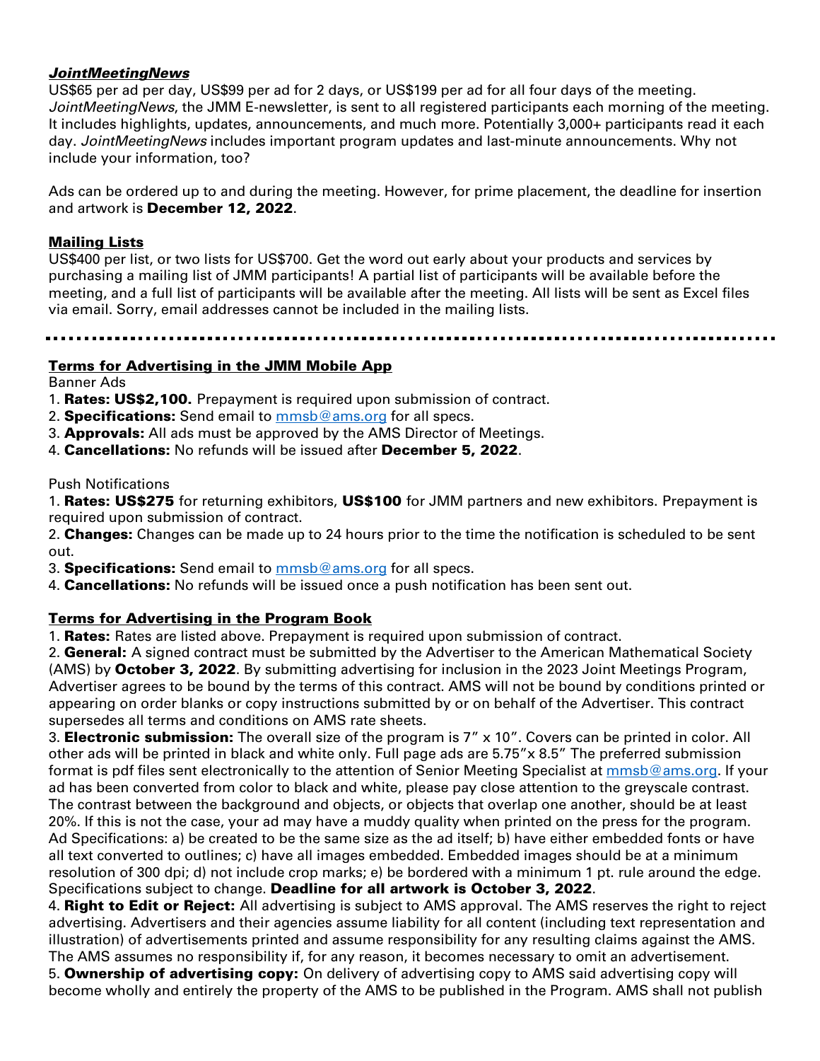### ***JointMeetingNews***

US$65 per ad per day, US$99 per ad for 2 days, or US$199 per ad for all four days of the meeting. *JointMeetingNews*, the JMM E-newsletter, is sent to all registered participants each morning of the meeting. It includes highlights, updates, announcements, and much more. Potentially 3,000+ participants read it each day. *JointMeetingNews* includes important program updates and last-minute announcements. Why not include your information, too?

Ads can be ordered up to and during the meeting. However, for prime placement, the deadline for insertion and artwork is **December 12, 2022**.

### **Mailing Lists**

US$400 per list, or two lists for US$700. Get the word out early about your products and services by purchasing a mailing list of JMM participants! A partial list of participants will be available before the meeting, and a full list of participants will be available after the meeting. All lists will be sent as Excel files via email. Sorry, email addresses cannot be included in the mailing lists.

---

### **Terms for Advertising in the JMM Mobile App**

Banner Ads

1. **Rates: US$2,100.** Prepayment is required upon submission of contract.
2. **Specifications:** Send email to mmsb@ams.org for all specs.
3. **Approvals:** All ads must be approved by the AMS Director of Meetings.
4. **Cancellations:** No refunds will be issued after **December 5, 2022**.

Push Notifications

1. **Rates: US$275** for returning exhibitors, **US$100** for JMM partners and new exhibitors. Prepayment is required upon submission of contract.
2. **Changes:** Changes can be made up to 24 hours prior to the time the notification is scheduled to be sent out.
3. **Specifications:** Send email to mmsb@ams.org for all specs.
4. **Cancellations:** No refunds will be issued once a push notification has been sent out.

### **Terms for Advertising in the Program Book**

1. **Rates:** Rates are listed above. Prepayment is required upon submission of contract.
2. **General:** A signed contract must be submitted by the Advertiser to the American Mathematical Society (AMS) by **October 3, 2022**. By submitting advertising for inclusion in the 2023 Joint Meetings Program, Advertiser agrees to be bound by the terms of this contract. AMS will not be bound by conditions printed or appearing on order blanks or copy instructions submitted by or on behalf of the Advertiser. This contract supersedes all terms and conditions on AMS rate sheets.
3. **Electronic submission:** The overall size of the program is 7" x 10". Covers can be printed in color. All other ads will be printed in black and white only. Full page ads are 5.75"x 8.5" The preferred submission format is pdf files sent electronically to the attention of Senior Meeting Specialist at mmsb@ams.org. If your ad has been converted from color to black and white, please pay close attention to the greyscale contrast. The contrast between the background and objects, or objects that overlap one another, should be at least 20%. If this is not the case, your ad may have a muddy quality when printed on the press for the program. Ad Specifications: a) be created to be the same size as the ad itself; b) have either embedded fonts or have all text converted to outlines; c) have all images embedded. Embedded images should be at a minimum resolution of 300 dpi; d) not include crop marks; e) be bordered with a minimum 1 pt. rule around the edge. Specifications subject to change. **Deadline for all artwork is October 3, 2022**.
4. **Right to Edit or Reject:** All advertising is subject to AMS approval. The AMS reserves the right to reject advertising. Advertisers and their agencies assume liability for all content (including text representation and illustration) of advertisements printed and assume responsibility for any resulting claims against the AMS. The AMS assumes no responsibility if, for any reason, it becomes necessary to omit an advertisement.
5. **Ownership of advertising copy:** On delivery of advertising copy to AMS said advertising copy will become wholly and entirely the property of the AMS to be published in the Program. AMS shall not publish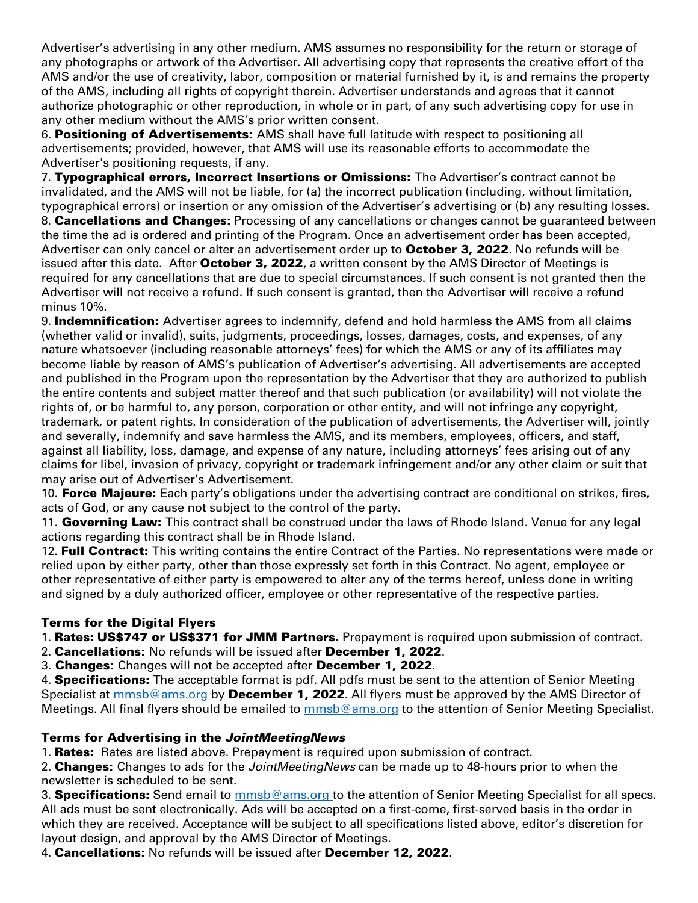Advertiser's advertising in any other medium. AMS assumes no responsibility for the return or storage of any photographs or artwork of the Advertiser. All advertising copy that represents the creative effort of the AMS and/or the use of creativity, labor, composition or material furnished by it, is and remains the property of the AMS, including all rights of copyright therein. Advertiser understands and agrees that it cannot authorize photographic or other reproduction, in whole or in part, of any such advertising copy for use in any other medium without the AMS's prior written consent.

6. **Positioning of Advertisements:** AMS shall have full latitude with respect to positioning all advertisements; provided, however, that AMS will use its reasonable efforts to accommodate the Advertiser's positioning requests, if any.

7. **Typographical errors, Incorrect Insertions or Omissions:** The Advertiser's contract cannot be invalidated, and the AMS will not be liable, for (a) the incorrect publication (including, without limitation, typographical errors) or insertion or any omission of the Advertiser's advertising or (b) any resulting losses.

8. **Cancellations and Changes:** Processing of any cancellations or changes cannot be guaranteed between the time the ad is ordered and printing of the Program. Once an advertisement order has been accepted, Advertiser can only cancel or alter an advertisement order up to **October 3, 2022**. No refunds will be issued after this date. After **October 3, 2022**, a written consent by the AMS Director of Meetings is required for any cancellations that are due to special circumstances. If such consent is not granted then the Advertiser will not receive a refund. If such consent is granted, then the Advertiser will receive a refund minus 10%.

9. **Indemnification:** Advertiser agrees to indemnify, defend and hold harmless the AMS from all claims (whether valid or invalid), suits, judgments, proceedings, losses, damages, costs, and expenses, of any nature whatsoever (including reasonable attorneys' fees) for which the AMS or any of its affiliates may become liable by reason of AMS's publication of Advertiser's advertising. All advertisements are accepted and published in the Program upon the representation by the Advertiser that they are authorized to publish the entire contents and subject matter thereof and that such publication (or availability) will not violate the rights of, or be harmful to, any person, corporation or other entity, and will not infringe any copyright, trademark, or patent rights. In consideration of the publication of advertisements, the Advertiser will, jointly and severally, indemnify and save harmless the AMS, and its members, employees, officers, and staff, against all liability, loss, damage, and expense of any nature, including attorneys' fees arising out of any claims for libel, invasion of privacy, copyright or trademark infringement and/or any other claim or suit that may arise out of Advertiser's Advertisement.

10. **Force Majeure:** Each party's obligations under the advertising contract are conditional on strikes, fires, acts of God, or any cause not subject to the control of the party.

11. **Governing Law:** This contract shall be construed under the laws of Rhode Island. Venue for any legal actions regarding this contract shall be in Rhode Island.

12. **Full Contract:** This writing contains the entire Contract of the Parties. No representations were made or relied upon by either party, other than those expressly set forth in this Contract. No agent, employee or other representative of either party is empowered to alter any of the terms hereof, unless done in writing and signed by a duly authorized officer, employee or other representative of the respective parties.

## Terms for the Digital Flyers

1. **Rates: US$747 or US$371 for JMM Partners.** Prepayment is required upon submission of contract.
2. **Cancellations:** No refunds will be issued after **December 1, 2022**.
3. **Changes:** Changes will not be accepted after **December 1, 2022**.
4. **Specifications:** The acceptable format is pdf. All pdfs must be sent to the attention of Senior Meeting Specialist at mmsb@ams.org by **December 1, 2022**. All flyers must be approved by the AMS Director of Meetings. All final flyers should be emailed to mmsb@ams.org to the attention of Senior Meeting Specialist.

## Terms for Advertising in the *JointMeetingNews*

1. **Rates:** Rates are listed above. Prepayment is required upon submission of contract.
2. **Changes:** Changes to ads for the *JointMeetingNews* can be made up to 48-hours prior to when the newsletter is scheduled to be sent.
3. **Specifications:** Send email to mmsb@ams.org to the attention of Senior Meeting Specialist for all specs. All ads must be sent electronically. Ads will be accepted on a first-come, first-served basis in the order in which they are received. Acceptance will be subject to all specifications listed above, editor's discretion for layout design, and approval by the AMS Director of Meetings.
4. **Cancellations:** No refunds will be issued after **December 12, 2022**.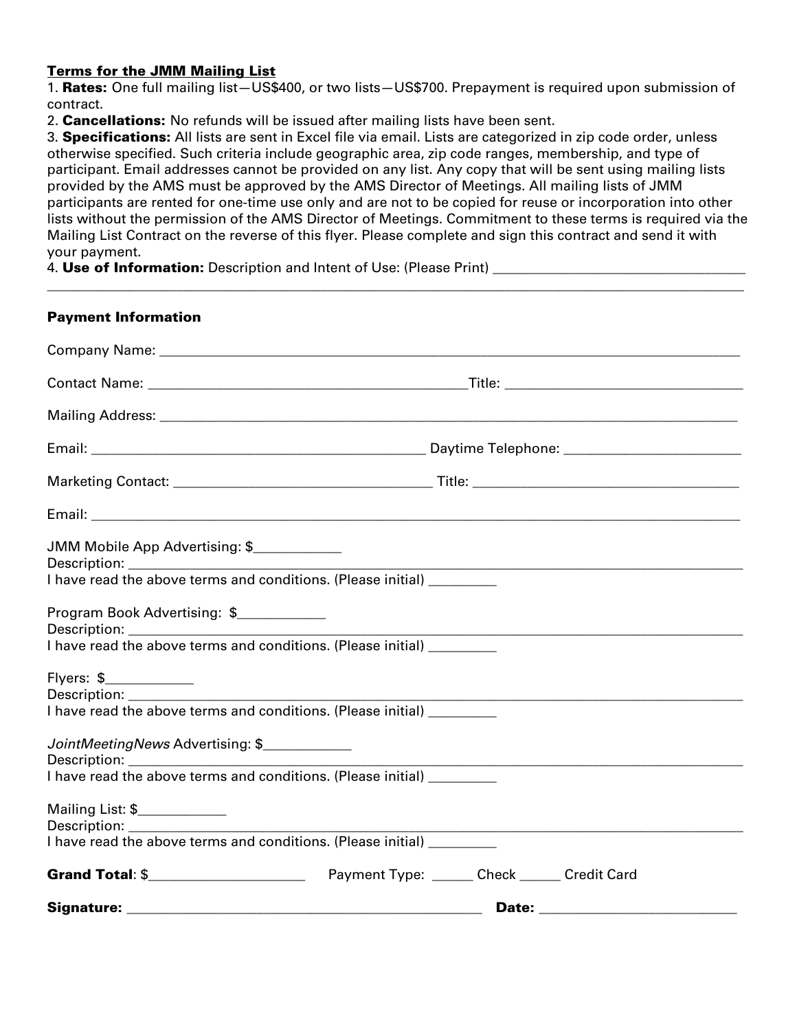**Terms for the JMM Mailing List**

1. **Rates:** One full mailing list—US$400, or two lists—US$700. Prepayment is required upon submission of contract.
2. **Cancellations:** No refunds will be issued after mailing lists have been sent.
3. **Specifications:** All lists are sent in Excel file via email. Lists are categorized in zip code order, unless otherwise specified. Such criteria include geographic area, zip code ranges, membership, and type of participant. Email addresses cannot be provided on any list. Any copy that will be sent using mailing lists provided by the AMS must be approved by the AMS Director of Meetings. All mailing lists of JMM participants are rented for one-time use only and are not to be copied for reuse or incorporation into other lists without the permission of the AMS Director of Meetings. Commitment to these terms is required via the Mailing List Contract on the reverse of this flyer. Please complete and sign this contract and send it with your payment.
4. **Use of Information:** Description and Intent of Use: (Please Print) ___________________________________
_____________________________________________________________________________________________

**Payment Information**

Company Name: ___________________________________________________________________________

Contact Name: ____________________________________________Title: ________________________________

Mailing Address: _________________________________________________________________________

Email: ______________________________________________ Daytime Telephone: ________________________

Marketing Contact: ___________________________________ Title: ____________________________________

Email: _______________________________________________________________________________

JMM Mobile App Advertising: $____________
Description: ____________________________________________________________________________
I have read the above terms and conditions. (Please initial) _________

Program Book Advertising: $____________
Description: ____________________________________________________________________________
I have read the above terms and conditions. (Please initial) _________

Flyers: $____________
Description: ____________________________________________________________________________
I have read the above terms and conditions. (Please initial) _________

*JointMeetingNews* Advertising: $____________
Description: ____________________________________________________________________________
I have read the above terms and conditions. (Please initial) _________

Mailing List: $____________
Description: ____________________________________________________________________________
I have read the above terms and conditions. (Please initial) _________

**Grand Total**: $_____________________ Payment Type: ______ Check ______ Credit Card

**Signature:** __________________________________________________ **Date:** __________________________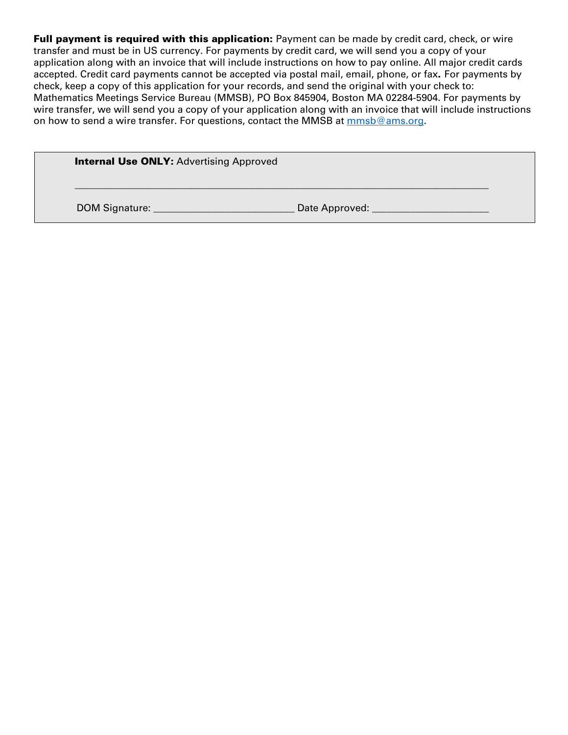**Full payment is required with this application:** Payment can be made by credit card, check, or wire transfer and must be in US currency. For payments by credit card, we will send you a copy of your application along with an invoice that will include instructions on how to pay online. All major credit cards accepted. Credit card payments cannot be accepted via postal mail, email, phone, or fax**.** For payments by check, keep a copy of this application for your records, and send the original with your check to: Mathematics Meetings Service Bureau (MMSB), PO Box 845904, Boston MA 02284-5904. For payments by wire transfer, we will send you a copy of your application along with an invoice that will include instructions on how to send a wire transfer. For questions, contact the MMSB at mmsb@ams.org.

**Internal Use ONLY:** Advertising Approved

_______________________________________________________________________________

DOM Signature: ___________________________ Date Approved: ______________________